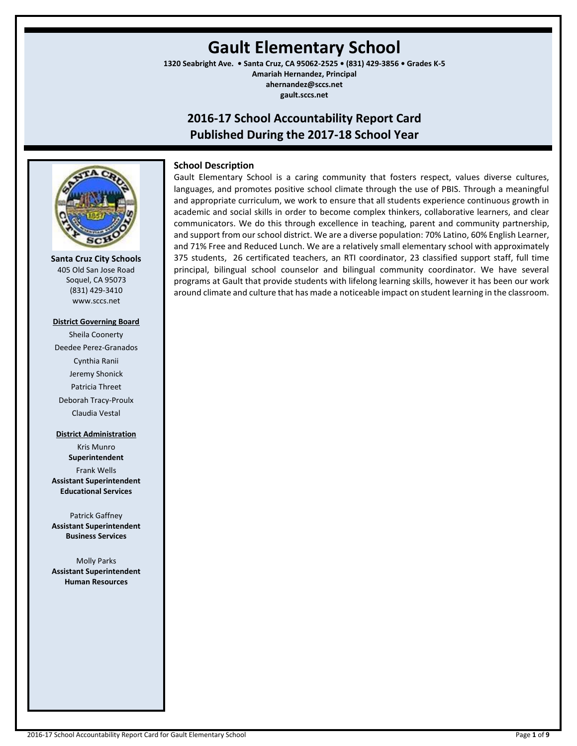# Gault Elementary School

**1320 Seabright Ave. • Santa Cruz, CA 95062-2525 • (831) 429-3856 • Grades K-5**
**Amariah Hernandez, Principal**
**ahernandez@sccs.net**
**gault.sccs.net**

## 2016-17 School Accountability Report Card
## Published During the 2017-18 School Year

**Santa Cruz City Schools**
405 Old San Jose Road
Soquel, CA 95073
(831) 429-3410
www.sccs.net

**District Governing Board**

Sheila Coonerty
Deedee Perez-Granados
Cynthia Ranii
Jeremy Shonick
Patricia Threet
Deborah Tracy-Proulx
Claudia Vestal

**District Administration**

Kris Munro
**Superintendent**

Frank Wells
**Assistant Superintendent Educational Services**

Patrick Gaffney
**Assistant Superintendent Business Services**

Molly Parks
**Assistant Superintendent Human Resources**

### School Description

Gault Elementary School is a caring community that fosters respect, values diverse cultures, languages, and promotes positive school climate through the use of PBIS. Through a meaningful and appropriate curriculum, we work to ensure that all students experience continuous growth in academic and social skills in order to become complex thinkers, collaborative learners, and clear communicators. We do this through excellence in teaching, parent and community partnership, and support from our school district. We are a diverse population: 70% Latino, 60% English Learner, and 71% Free and Reduced Lunch. We are a relatively small elementary school with approximately 375 students, 26 certificated teachers, an RTI coordinator, 23 classified support staff, full time principal, bilingual school counselor and bilingual community coordinator. We have several programs at Gault that provide students with lifelong learning skills, however it has been our work around climate and culture that has made a noticeable impact on student learning in the classroom.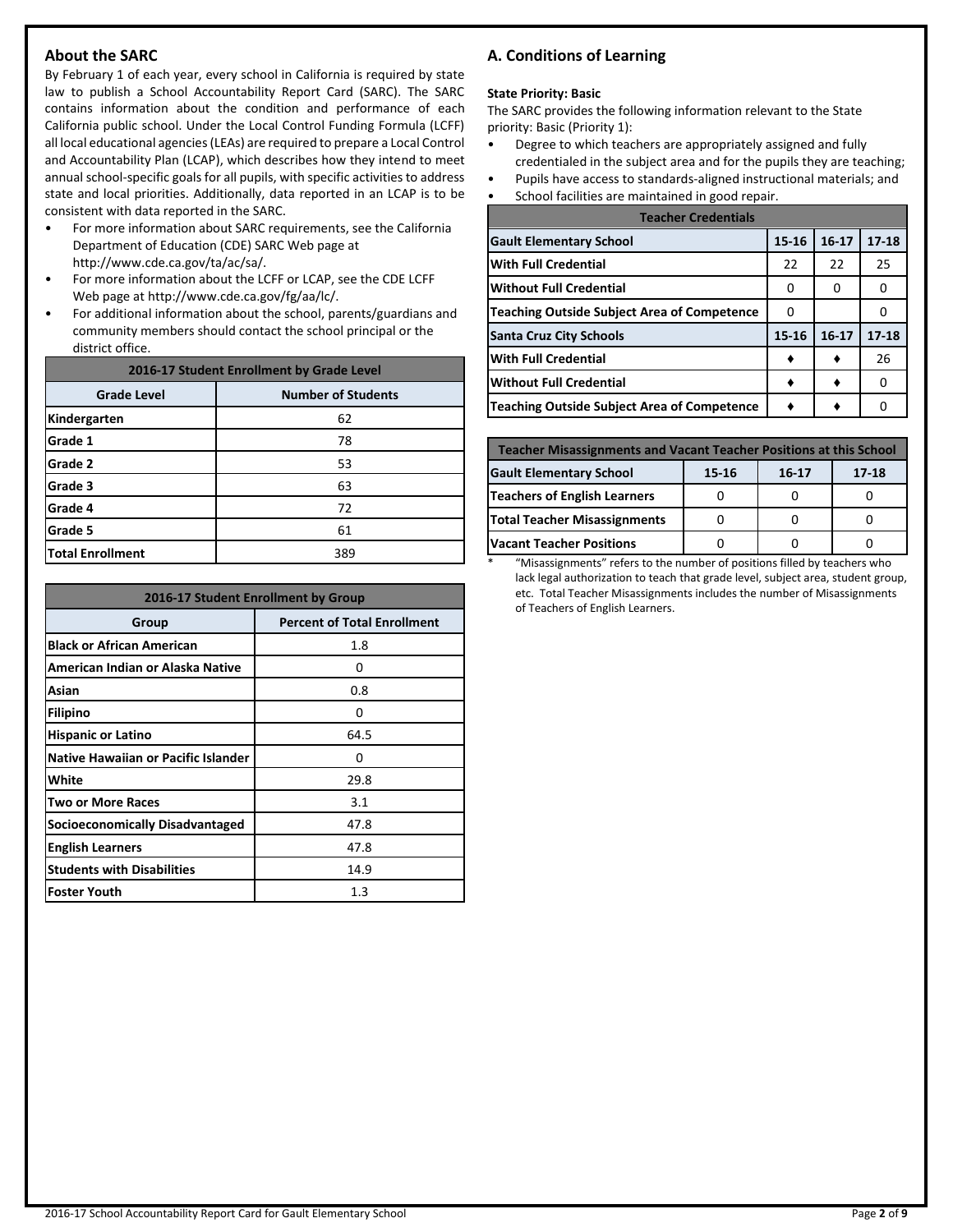## About the SARC

By February 1 of each year, every school in California is required by state law to publish a School Accountability Report Card (SARC). The SARC contains information about the condition and performance of each California public school. Under the Local Control Funding Formula (LCFF) all local educational agencies (LEAs) are required to prepare a Local Control and Accountability Plan (LCAP), which describes how they intend to meet annual school-specific goals for all pupils, with specific activities to address state and local priorities. Additionally, data reported in an LCAP is to be consistent with data reported in the SARC.

- For more information about SARC requirements, see the California Department of Education (CDE) SARC Web page at http://www.cde.ca.gov/ta/ac/sa/.
- For more information about the LCFF or LCAP, see the CDE LCFF Web page at http://www.cde.ca.gov/fg/aa/lc/.
- For additional information about the school, parents/guardians and community members should contact the school principal or the district office.

| 2016-17 Student Enrollment by Grade Level | |
|---|---|
| **Grade Level** | **Number of Students** |
| Kindergarten | 62 |
| Grade 1 | 78 |
| Grade 2 | 53 |
| Grade 3 | 63 |
| Grade 4 | 72 |
| Grade 5 | 61 |
| Total Enrollment | 389 |

| 2016-17 Student Enrollment by Group | |
|---|---|
| **Group** | **Percent of Total Enrollment** |
| Black or African American | 1.8 |
| American Indian or Alaska Native | 0 |
| Asian | 0.8 |
| Filipino | 0 |
| Hispanic or Latino | 64.5 |
| Native Hawaiian or Pacific Islander | 0 |
| White | 29.8 |
| Two or More Races | 3.1 |
| Socioeconomically Disadvantaged | 47.8 |
| English Learners | 47.8 |
| Students with Disabilities | 14.9 |
| Foster Youth | 1.3 |

## A. Conditions of Learning

**State Priority: Basic**

The SARC provides the following information relevant to the State priority: Basic (Priority 1):

- Degree to which teachers are appropriately assigned and fully credentialed in the subject area and for the pupils they are teaching;
- Pupils have access to standards-aligned instructional materials; and
- School facilities are maintained in good repair.

| Teacher Credentials | | | |
|---|---|---|---|
| **Gault Elementary School** | **15-16** | **16-17** | **17-18** |
| With Full Credential | 22 | 22 | 25 |
| Without Full Credential | 0 | 0 | 0 |
| Teaching Outside Subject Area of Competence | 0 | | 0 |
| **Santa Cruz City Schools** | **15-16** | **16-17** | **17-18** |
| With Full Credential | ♦ | ♦ | 26 |
| Without Full Credential | ♦ | ♦ | 0 |
| Teaching Outside Subject Area of Competence | ♦ | ♦ | 0 |

| Teacher Misassignments and Vacant Teacher Positions at this School | | | |
|---|---|---|---|
| **Gault Elementary School** | **15-16** | **16-17** | **17-18** |
| Teachers of English Learners | 0 | 0 | 0 |
| Total Teacher Misassignments | 0 | 0 | 0 |
| Vacant Teacher Positions | 0 | 0 | 0 |

\* "Misassignments" refers to the number of positions filled by teachers who lack legal authorization to teach that grade level, subject area, student group, etc. Total Teacher Misassignments includes the number of Misassignments of Teachers of English Learners.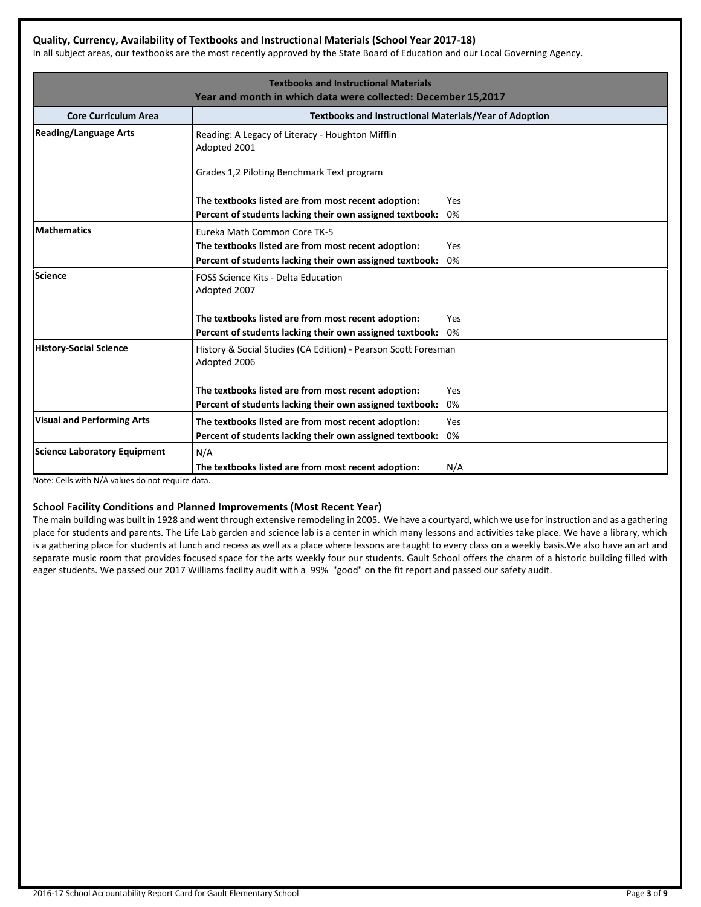### Quality, Currency, Availability of Textbooks and Instructional Materials (School Year 2017-18)

In all subject areas, our textbooks are the most recently approved by the State Board of Education and our Local Governing Agency.

| Textbooks and Instructional Materials<br>Year and month in which data were collected: December 15,2017 | |
|---|---|
| **Core Curriculum Area** | **Textbooks and Instructional Materials/Year of Adoption** |
| **Reading/Language Arts** | Reading: A Legacy of Literacy - Houghton Mifflin<br>Adopted 2001<br><br>Grades 1,2 Piloting Benchmark Text program<br><br>**The textbooks listed are from most recent adoption:** Yes<br>**Percent of students lacking their own assigned textbook:** 0% |
| **Mathematics** | Eureka Math Common Core TK-5<br>**The textbooks listed are from most recent adoption:** Yes<br>**Percent of students lacking their own assigned textbook:** 0% |
| **Science** | FOSS Science Kits - Delta Education<br>Adopted 2007<br><br>**The textbooks listed are from most recent adoption:** Yes<br>**Percent of students lacking their own assigned textbook:** 0% |
| **History-Social Science** | History & Social Studies (CA Edition) - Pearson Scott Foresman<br>Adopted 2006<br><br>**The textbooks listed are from most recent adoption:** Yes<br>**Percent of students lacking their own assigned textbook:** 0% |
| **Visual and Performing Arts** | **The textbooks listed are from most recent adoption:** Yes<br>**Percent of students lacking their own assigned textbook:** 0% |
| **Science Laboratory Equipment** | N/A<br>**The textbooks listed are from most recent adoption:** N/A |

Note: Cells with N/A values do not require data.

### School Facility Conditions and Planned Improvements (Most Recent Year)

The main building was built in 1928 and went through extensive remodeling in 2005. We have a courtyard, which we use for instruction and as a gathering place for students and parents. The Life Lab garden and science lab is a center in which many lessons and activities take place. We have a library, which is a gathering place for students at lunch and recess as well as a place where lessons are taught to every class on a weekly basis.We also have an art and separate music room that provides focused space for the arts weekly four our students. Gault School offers the charm of a historic building filled with eager students. We passed our 2017 Williams facility audit with a 99% "good" on the fit report and passed our safety audit.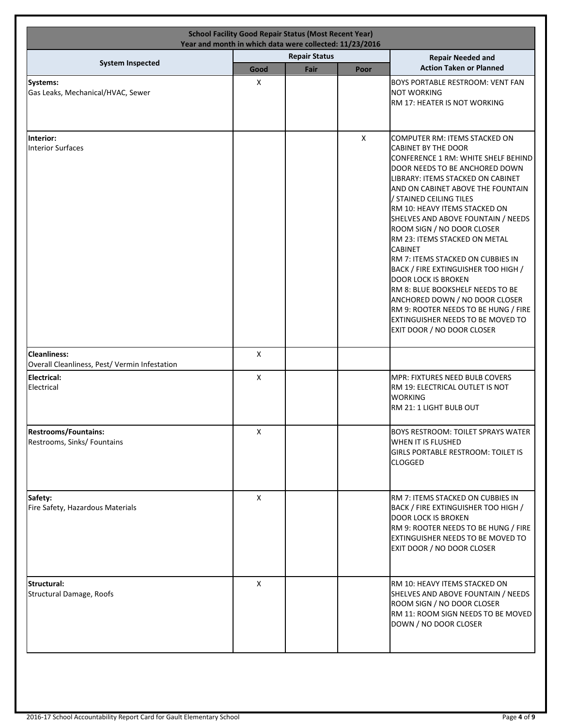| School Facility Good Repair Status (Most Recent Year) Year and month in which data were collected: 11/23/2016 | | | | |
|---|---|---|---|---|
| System Inspected | Repair Status | | | Repair Needed and Action Taken or Planned |
| | Good | Fair | Poor | |
| **Systems:** Gas Leaks, Mechanical/HVAC, Sewer | X | | | BOYS PORTABLE RESTROOM: VENT FAN NOT WORKING RM 17: HEATER IS NOT WORKING |
| **Interior:** Interior Surfaces | | | X | COMPUTER RM: ITEMS STACKED ON CABINET BY THE DOOR CONFERENCE 1 RM: WHITE SHELF BEHIND DOOR NEEDS TO BE ANCHORED DOWN LIBRARY: ITEMS STACKED ON CABINET AND ON CABINET ABOVE THE FOUNTAIN / STAINED CEILING TILES RM 10: HEAVY ITEMS STACKED ON SHELVES AND ABOVE FOUNTAIN / NEEDS ROOM SIGN / NO DOOR CLOSER RM 23: ITEMS STACKED ON METAL CABINET RM 7: ITEMS STACKED ON CUBBIES IN BACK / FIRE EXTINGUISHER TOO HIGH / DOOR LOCK IS BROKEN RM 8: BLUE BOOKSHELF NEEDS TO BE ANCHORED DOWN / NO DOOR CLOSER RM 9: ROOTER NEEDS TO BE HUNG / FIRE EXTINGUISHER NEEDS TO BE MOVED TO EXIT DOOR / NO DOOR CLOSER |
| **Cleanliness:** Overall Cleanliness, Pest/ Vermin Infestation | X | | | |
| **Electrical:** Electrical | X | | | MPR: FIXTURES NEED BULB COVERS RM 19: ELECTRICAL OUTLET IS NOT WORKING RM 21: 1 LIGHT BULB OUT |
| **Restrooms/Fountains:** Restrooms, Sinks/ Fountains | X | | | BOYS RESTROOM: TOILET SPRAYS WATER WHEN IT IS FLUSHED GIRLS PORTABLE RESTROOM: TOILET IS CLOGGED |
| **Safety:** Fire Safety, Hazardous Materials | X | | | RM 7: ITEMS STACKED ON CUBBIES IN BACK / FIRE EXTINGUISHER TOO HIGH / DOOR LOCK IS BROKEN RM 9: ROOTER NEEDS TO BE HUNG / FIRE EXTINGUISHER NEEDS TO BE MOVED TO EXIT DOOR / NO DOOR CLOSER |
| **Structural:** Structural Damage, Roofs | X | | | RM 10: HEAVY ITEMS STACKED ON SHELVES AND ABOVE FOUNTAIN / NEEDS ROOM SIGN / NO DOOR CLOSER RM 11: ROOM SIGN NEEDS TO BE MOVED DOWN / NO DOOR CLOSER |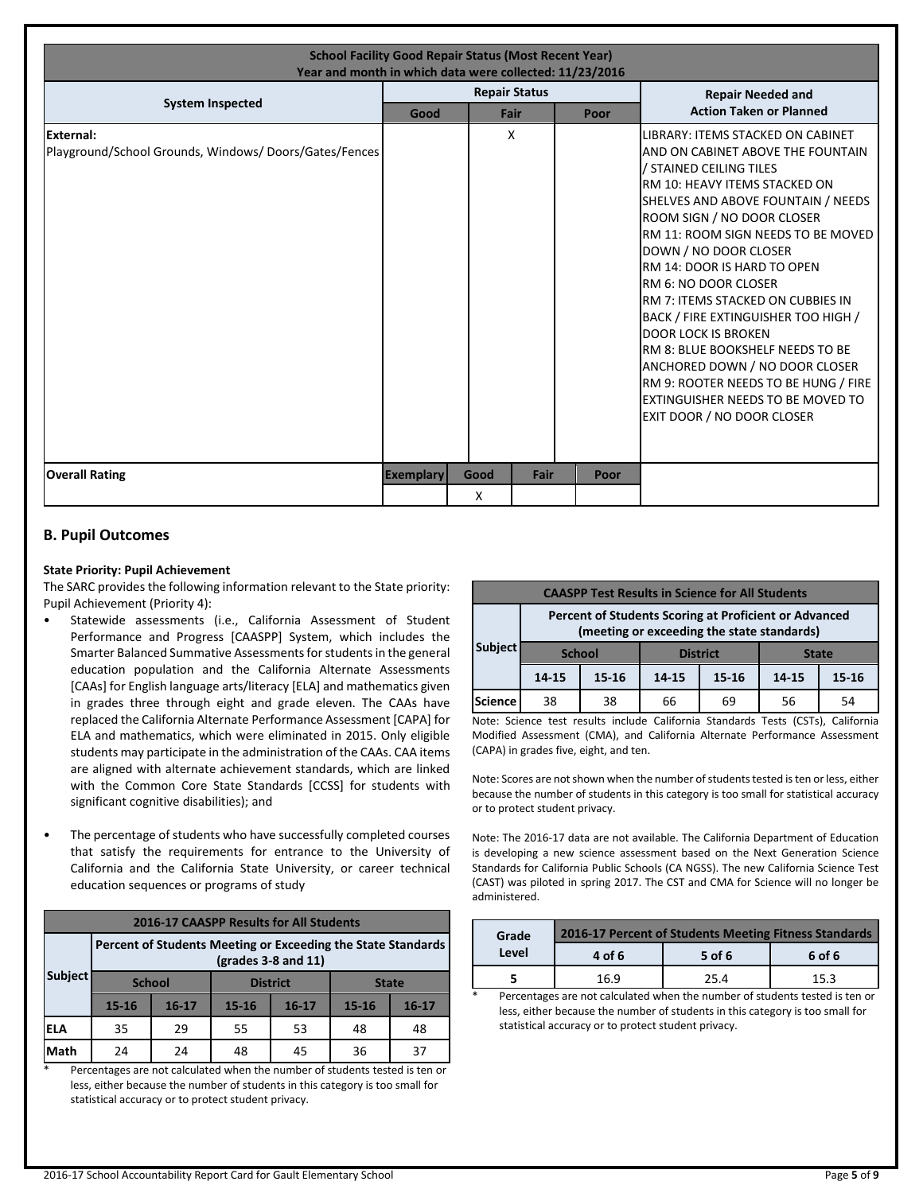| School Facility Good Repair Status (Most Recent Year)<br>Year and month in which data were collected: 11/23/2016 | | | | |
|---|---|---|---|---|
| **System Inspected** | **Repair Status** | | | **Repair Needed and Action Taken or Planned** |
| | **Good** | **Fair** | **Poor** | |
| **External:**<br>Playground/School Grounds, Windows/ Doors/Gates/Fences | | X | | LIBRARY: ITEMS STACKED ON CABINET AND ON CABINET ABOVE THE FOUNTAIN / STAINED CEILING TILES<br>RM 10: HEAVY ITEMS STACKED ON SHELVES AND ABOVE FOUNTAIN / NEEDS ROOM SIGN / NO DOOR CLOSER<br>RM 11: ROOM SIGN NEEDS TO BE MOVED DOWN / NO DOOR CLOSER<br>RM 14: DOOR IS HARD TO OPEN<br>RM 6: NO DOOR CLOSER<br>RM 7: ITEMS STACKED ON CUBBIES IN BACK / FIRE EXTINGUISHER TOO HIGH / DOOR LOCK IS BROKEN<br>RM 8: BLUE BOOKSHELF NEEDS TO BE ANCHORED DOWN / NO DOOR CLOSER<br>RM 9: ROOTER NEEDS TO BE HUNG / FIRE EXTINGUISHER NEEDS TO BE MOVED TO EXIT DOOR / NO DOOR CLOSER |

| **Overall Rating** | **Exemplary** | **Good** | **Fair** | **Poor** |
|---|---|---|---|---|
| | | X | | |

## B. Pupil Outcomes

**State Priority: Pupil Achievement**

The SARC provides the following information relevant to the State priority: Pupil Achievement (Priority 4):

- Statewide assessments (i.e., California Assessment of Student Performance and Progress [CAASPP] System, which includes the Smarter Balanced Summative Assessments for students in the general education population and the California Alternate Assessments [CAAs] for English language arts/literacy [ELA] and mathematics given in grades three through eight and grade eleven. The CAAs have replaced the California Alternate Performance Assessment [CAPA] for ELA and mathematics, which were eliminated in 2015. Only eligible students may participate in the administration of the CAAs. CAA items are aligned with alternate achievement standards, which are linked with the Common Core State Standards [CCSS] for students with significant cognitive disabilities); and
- The percentage of students who have successfully completed courses that satisfy the requirements for entrance to the University of California and the California State University, or career technical education sequences or programs of study

| 2016-17 CAASPP Results for All Students | | | | | | |
|---|---|---|---|---|---|---|
| **Subject** | **Percent of Students Meeting or Exceeding the State Standards (grades 3-8 and 11)** | | | | | |
| | **School** | | **District** | | **State** | |
| | **15-16** | **16-17** | **15-16** | **16-17** | **15-16** | **16-17** |
| **ELA** | 35 | 29 | 55 | 53 | 48 | 48 |
| **Math** | 24 | 24 | 48 | 45 | 36 | 37 |

\* Percentages are not calculated when the number of students tested is ten or less, either because the number of students in this category is too small for statistical accuracy or to protect student privacy.

| CAASPP Test Results in Science for All Students | | | | | | |
|---|---|---|---|---|---|---|
| **Subject** | **Percent of Students Scoring at Proficient or Advanced (meeting or exceeding the state standards)** | | | | | |
| | **School** | | **District** | | **State** | |
| | **14-15** | **15-16** | **14-15** | **15-16** | **14-15** | **15-16** |
| **Science** | 38 | 38 | 66 | 69 | 56 | 54 |

Note: Science test results include California Standards Tests (CSTs), California Modified Assessment (CMA), and California Alternate Performance Assessment (CAPA) in grades five, eight, and ten.

Note: Scores are not shown when the number of students tested is ten or less, either because the number of students in this category is too small for statistical accuracy or to protect student privacy.

Note: The 2016-17 data are not available. The California Department of Education is developing a new science assessment based on the Next Generation Science Standards for California Public Schools (CA NGSS). The new California Science Test (CAST) was piloted in spring 2017. The CST and CMA for Science will no longer be administered.

| Grade Level | 2016-17 Percent of Students Meeting Fitness Standards | | |
|---|---|---|---|
| | **4 of 6** | **5 of 6** | **6 of 6** |
| **5** | 16.9 | 25.4 | 15.3 |

\* Percentages are not calculated when the number of students tested is ten or less, either because the number of students in this category is too small for statistical accuracy or to protect student privacy.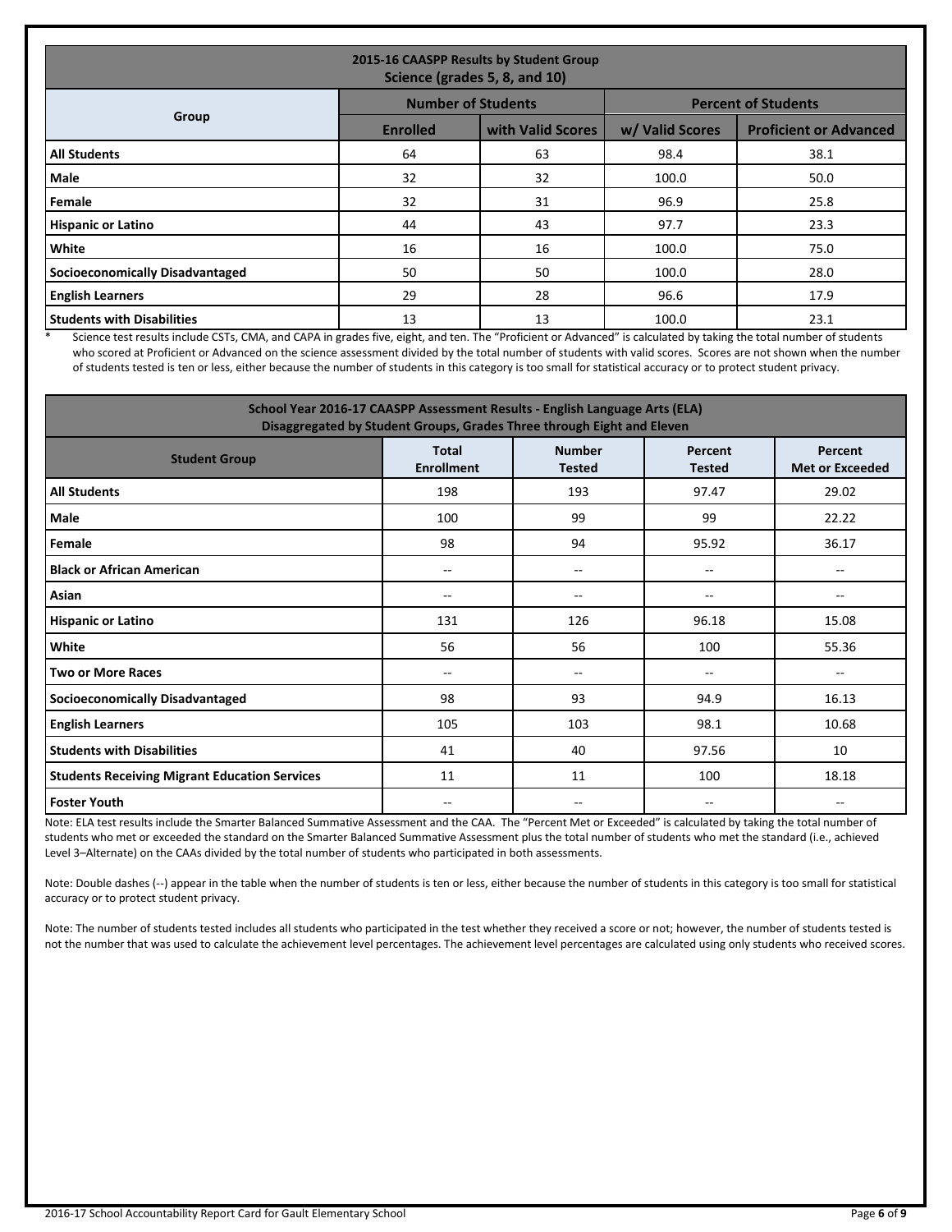| 2015-16 CAASPP Results by Student Group Science (grades 5, 8, and 10) | | | | |
|---|---|---|---|---|
| Group | Number of Students | | Percent of Students | |
| | Enrolled | with Valid Scores | w/ Valid Scores | Proficient or Advanced |
| **All Students** | 64 | 63 | 98.4 | 38.1 |
| **Male** | 32 | 32 | 100.0 | 50.0 |
| **Female** | 32 | 31 | 96.9 | 25.8 |
| **Hispanic or Latino** | 44 | 43 | 97.7 | 23.3 |
| **White** | 16 | 16 | 100.0 | 75.0 |
| **Socioeconomically Disadvantaged** | 50 | 50 | 100.0 | 28.0 |
| **English Learners** | 29 | 28 | 96.6 | 17.9 |
| **Students with Disabilities** | 13 | 13 | 100.0 | 23.1 |

\* Science test results include CSTs, CMA, and CAPA in grades five, eight, and ten. The "Proficient or Advanced" is calculated by taking the total number of students who scored at Proficient or Advanced on the science assessment divided by the total number of students with valid scores. Scores are not shown when the number of students tested is ten or less, either because the number of students in this category is too small for statistical accuracy or to protect student privacy.

| School Year 2016-17 CAASPP Assessment Results - English Language Arts (ELA) Disaggregated by Student Groups, Grades Three through Eight and Eleven | | | | |
|---|---|---|---|---|
| Student Group | Total Enrollment | Number Tested | Percent Tested | Percent Met or Exceeded |
| **All Students** | 198 | 193 | 97.47 | 29.02 |
| **Male** | 100 | 99 | 99 | 22.22 |
| **Female** | 98 | 94 | 95.92 | 36.17 |
| **Black or African American** | -- | -- | -- | -- |
| **Asian** | -- | -- | -- | -- |
| **Hispanic or Latino** | 131 | 126 | 96.18 | 15.08 |
| **White** | 56 | 56 | 100 | 55.36 |
| **Two or More Races** | -- | -- | -- | -- |
| **Socioeconomically Disadvantaged** | 98 | 93 | 94.9 | 16.13 |
| **English Learners** | 105 | 103 | 98.1 | 10.68 |
| **Students with Disabilities** | 41 | 40 | 97.56 | 10 |
| **Students Receiving Migrant Education Services** | 11 | 11 | 100 | 18.18 |
| **Foster Youth** | -- | -- | -- | -- |

Note: ELA test results include the Smarter Balanced Summative Assessment and the CAA. The "Percent Met or Exceeded" is calculated by taking the total number of students who met or exceeded the standard on the Smarter Balanced Summative Assessment plus the total number of students who met the standard (i.e., achieved Level 3–Alternate) on the CAAs divided by the total number of students who participated in both assessments.

Note: Double dashes (--) appear in the table when the number of students is ten or less, either because the number of students in this category is too small for statistical accuracy or to protect student privacy.

Note: The number of students tested includes all students who participated in the test whether they received a score or not; however, the number of students tested is not the number that was used to calculate the achievement level percentages. The achievement level percentages are calculated using only students who received scores.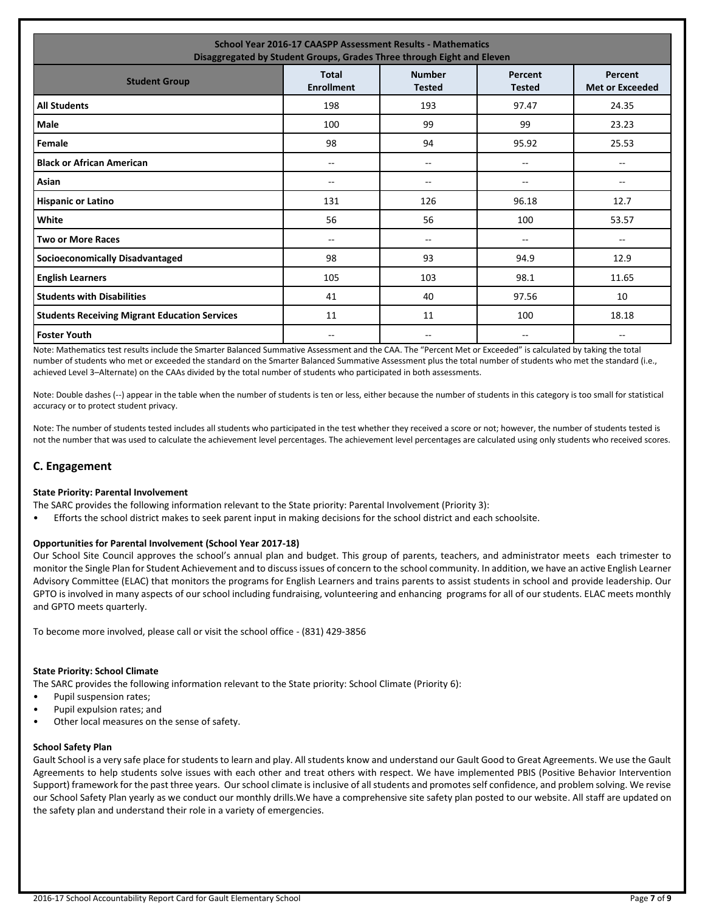| School Year 2016-17 CAASPP Assessment Results - Mathematics<br>Disaggregated by Student Groups, Grades Three through Eight and Eleven | | | | |
|---|---|---|---|---|
| **Student Group** | **Total Enrollment** | **Number Tested** | **Percent Tested** | **Percent Met or Exceeded** |
| **All Students** | 198 | 193 | 97.47 | 24.35 |
| **Male** | 100 | 99 | 99 | 23.23 |
| **Female** | 98 | 94 | 95.92 | 25.53 |
| **Black or African American** | -- | -- | -- | -- |
| **Asian** | -- | -- | -- | -- |
| **Hispanic or Latino** | 131 | 126 | 96.18 | 12.7 |
| **White** | 56 | 56 | 100 | 53.57 |
| **Two or More Races** | -- | -- | -- | -- |
| **Socioeconomically Disadvantaged** | 98 | 93 | 94.9 | 12.9 |
| **English Learners** | 105 | 103 | 98.1 | 11.65 |
| **Students with Disabilities** | 41 | 40 | 97.56 | 10 |
| **Students Receiving Migrant Education Services** | 11 | 11 | 100 | 18.18 |
| **Foster Youth** | -- | -- | -- | -- |

Note: Mathematics test results include the Smarter Balanced Summative Assessment and the CAA. The "Percent Met or Exceeded" is calculated by taking the total number of students who met or exceeded the standard on the Smarter Balanced Summative Assessment plus the total number of students who met the standard (i.e., achieved Level 3–Alternate) on the CAAs divided by the total number of students who participated in both assessments.

Note: Double dashes (--) appear in the table when the number of students is ten or less, either because the number of students in this category is too small for statistical accuracy or to protect student privacy.

Note: The number of students tested includes all students who participated in the test whether they received a score or not; however, the number of students tested is not the number that was used to calculate the achievement level percentages. The achievement level percentages are calculated using only students who received scores.

## C. Engagement

**State Priority: Parental Involvement**

The SARC provides the following information relevant to the State priority: Parental Involvement (Priority 3):

- Efforts the school district makes to seek parent input in making decisions for the school district and each schoolsite.

**Opportunities for Parental Involvement (School Year 2017-18)**

Our School Site Council approves the school's annual plan and budget. This group of parents, teachers, and administrator meets each trimester to monitor the Single Plan for Student Achievement and to discuss issues of concern to the school community. In addition, we have an active English Learner Advisory Committee (ELAC) that monitors the programs for English Learners and trains parents to assist students in school and provide leadership. Our GPTO is involved in many aspects of our school including fundraising, volunteering and enhancing programs for all of our students. ELAC meets monthly and GPTO meets quarterly.

To become more involved, please call or visit the school office - (831) 429-3856

**State Priority: School Climate**

The SARC provides the following information relevant to the State priority: School Climate (Priority 6):

- Pupil suspension rates;
- Pupil expulsion rates; and
- Other local measures on the sense of safety.

**School Safety Plan**

Gault School is a very safe place for students to learn and play. All students know and understand our Gault Good to Great Agreements. We use the Gault Agreements to help students solve issues with each other and treat others with respect. We have implemented PBIS (Positive Behavior Intervention Support) framework for the past three years. Our school climate is inclusive of all students and promotes self confidence, and problem solving. We revise our School Safety Plan yearly as we conduct our monthly drills.We have a comprehensive site safety plan posted to our website. All staff are updated on the safety plan and understand their role in a variety of emergencies.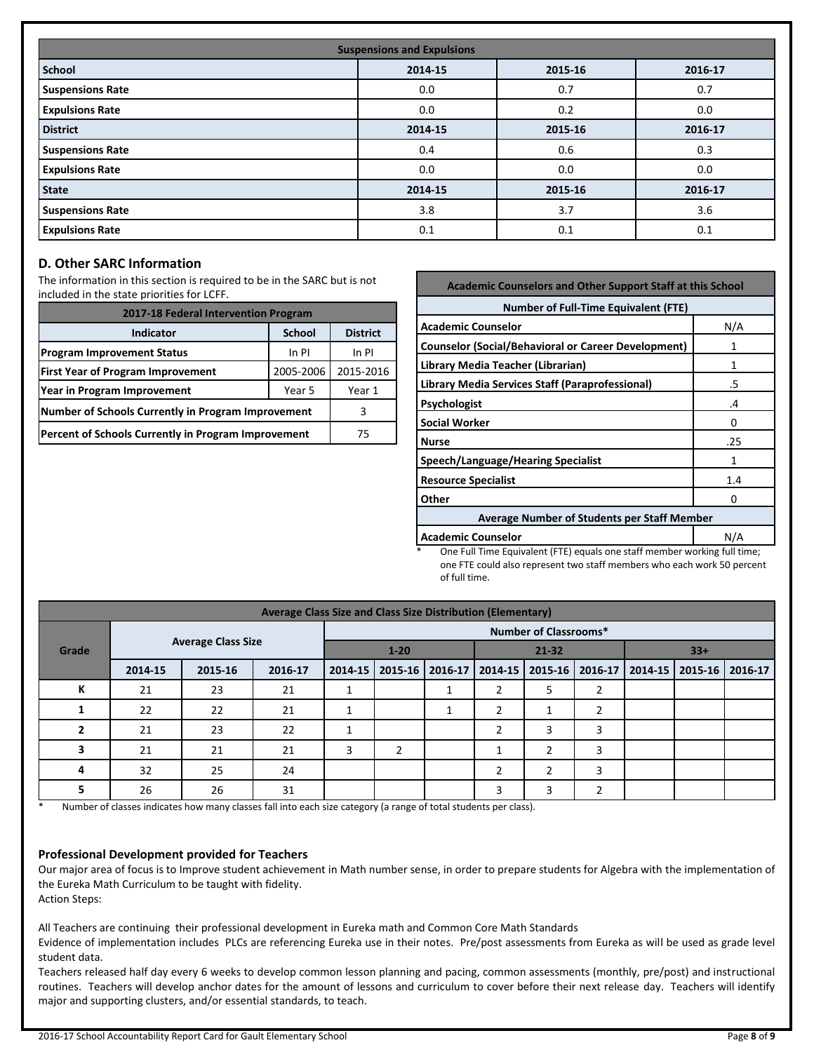| Suspensions and Expulsions | | | |
|---|---|---|---|
| **School** | **2014-15** | **2015-16** | **2016-17** |
| **Suspensions Rate** | 0.0 | 0.7 | 0.7 |
| **Expulsions Rate** | 0.0 | 0.2 | 0.0 |
| **District** | **2014-15** | **2015-16** | **2016-17** |
| **Suspensions Rate** | 0.4 | 0.6 | 0.3 |
| **Expulsions Rate** | 0.0 | 0.0 | 0.0 |
| **State** | **2014-15** | **2015-16** | **2016-17** |
| **Suspensions Rate** | 3.8 | 3.7 | 3.6 |
| **Expulsions Rate** | 0.1 | 0.1 | 0.1 |

## D. Other SARC Information

The information in this section is required to be in the SARC but is not included in the state priorities for LCFF.

| 2017-18 Federal Intervention Program | | |
|---|---|---|
| **Indicator** | **School** | **District** |
| **Program Improvement Status** | In PI | In PI |
| **First Year of Program Improvement** | 2005-2006 | 2015-2016 |
| **Year in Program Improvement** | Year 5 | Year 1 |
| **Number of Schools Currently in Program Improvement** | | 3 |
| **Percent of Schools Currently in Program Improvement** | | 75 |

| Academic Counselors and Other Support Staff at this School | |
|---|---|
| **Number of Full-Time Equivalent (FTE)** | |
| **Academic Counselor** | N/A |
| **Counselor (Social/Behavioral or Career Development)** | 1 |
| **Library Media Teacher (Librarian)** | 1 |
| **Library Media Services Staff (Paraprofessional)** | .5 |
| **Psychologist** | .4 |
| **Social Worker** | 0 |
| **Nurse** | .25 |
| **Speech/Language/Hearing Specialist** | 1 |
| **Resource Specialist** | 1.4 |
| **Other** | 0 |
| **Average Number of Students per Staff Member** | |
| **Academic Counselor** | N/A |

* One Full Time Equivalent (FTE) equals one staff member working full time; one FTE could also represent two staff members who each work 50 percent of full time.

| Average Class Size and Class Size Distribution (Elementary) | | | | | | | | | | | | |
|---|---|---|---|---|---|---|---|---|---|---|---|---|
| **Grade** | **Average Class Size** | | | **Number of Classrooms*** | | | | | | | | |
| | | | | **1-20** | | | **21-32** | | | **33+** | | |
| | **2014-15** | **2015-16** | **2016-17** | **2014-15** | **2015-16** | **2016-17** | **2014-15** | **2015-16** | **2016-17** | **2014-15** | **2015-16** | **2016-17** |
| **K** | 21 | 23 | 21 | 1 | | 1 | 2 | 5 | 2 | | | |
| **1** | 22 | 22 | 21 | 1 | | 1 | 2 | 1 | 2 | | | |
| **2** | 21 | 23 | 22 | 1 | | | 2 | 3 | 3 | | | |
| **3** | 21 | 21 | 21 | 3 | 2 | | 1 | 2 | 3 | | | |
| **4** | 32 | 25 | 24 | | | | 2 | 2 | 3 | | | |
| **5** | 26 | 26 | 31 | | | | 3 | 3 | 2 | | | |

* Number of classes indicates how many classes fall into each size category (a range of total students per class).

### Professional Development provided for Teachers

Our major area of focus is to Improve student achievement in Math number sense, in order to prepare students for Algebra with the implementation of the Eureka Math Curriculum to be taught with fidelity.
Action Steps:

All Teachers are continuing their professional development in Eureka math and Common Core Math Standards
Evidence of implementation includes PLCs are referencing Eureka use in their notes. Pre/post assessments from Eureka as will be used as grade level student data.
Teachers released half day every 6 weeks to develop common lesson planning and pacing, common assessments (monthly, pre/post) and instructional routines. Teachers will develop anchor dates for the amount of lessons and curriculum to cover before their next release day. Teachers will identify major and supporting clusters, and/or essential standards, to teach.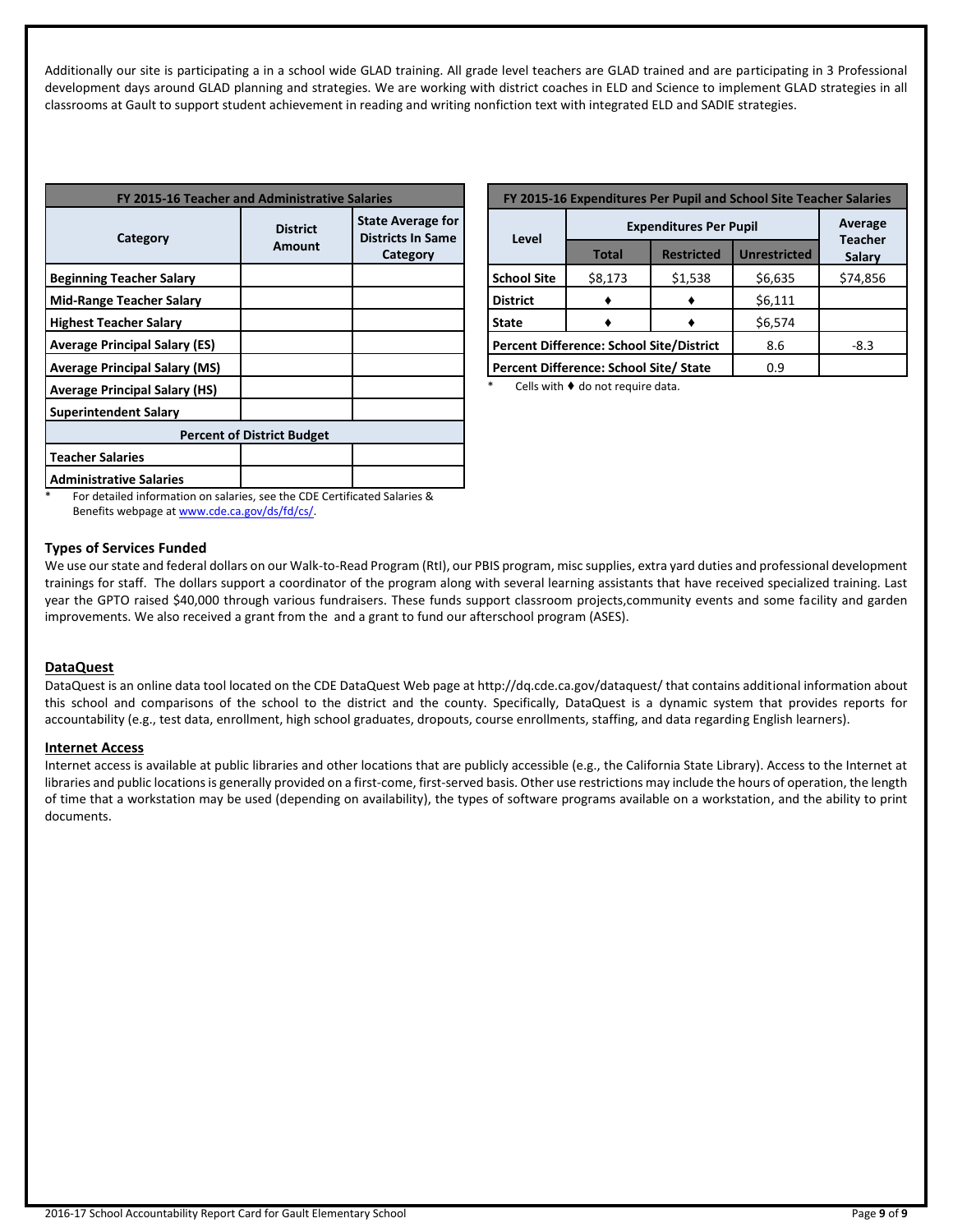Additionally our site is participating a in a school wide GLAD training. All grade level teachers are GLAD trained and are participating in 3 Professional development days around GLAD planning and strategies. We are working with district coaches in ELD and Science to implement GLAD strategies in all classrooms at Gault to support student achievement in reading and writing nonfiction text with integrated ELD and SADIE strategies.

| FY 2015-16 Teacher and Administrative Salaries | | |
|---|---|---|
| Category | District Amount | State Average for Districts In Same Category |
| Beginning Teacher Salary | | |
| Mid-Range Teacher Salary | | |
| Highest Teacher Salary | | |
| Average Principal Salary (ES) | | |
| Average Principal Salary (MS) | | |
| Average Principal Salary (HS) | | |
| Superintendent Salary | | |
| Percent of District Budget | | |
| Teacher Salaries | | |
| Administrative Salaries | | |

\* For detailed information on salaries, see the CDE Certificated Salaries & Benefits webpage at www.cde.ca.gov/ds/fd/cs/.

| FY 2015-16 Expenditures Per Pupil and School Site Teacher Salaries | | | | |
|---|---|---|---|---|
| Level | Expenditures Per Pupil | | | Average Teacher Salary |
| | Total | Restricted | Unrestricted | |
| School Site | $8,173 | $1,538 | $6,635 | $74,856 |
| District | ♦ | ♦ | $6,111 | |
| State | ♦ | ♦ | $6,574 | |
| Percent Difference: School Site/District | | | 8.6 | -8.3 |
| Percent Difference: School Site/ State | | | 0.9 | |

\* Cells with ♦ do not require data.

## Types of Services Funded

We use our state and federal dollars on our Walk-to-Read Program (RtI), our PBIS program, misc supplies, extra yard duties and professional development trainings for staff. The dollars support a coordinator of the program along with several learning assistants that have received specialized training. Last year the GPTO raised $40,000 through various fundraisers. These funds support classroom projects,community events and some facility and garden improvements. We also received a grant from the and a grant to fund our afterschool program (ASES).

## DataQuest

DataQuest is an online data tool located on the CDE DataQuest Web page at http://dq.cde.ca.gov/dataquest/ that contains additional information about this school and comparisons of the school to the district and the county. Specifically, DataQuest is a dynamic system that provides reports for accountability (e.g., test data, enrollment, high school graduates, dropouts, course enrollments, staffing, and data regarding English learners).

## Internet Access

Internet access is available at public libraries and other locations that are publicly accessible (e.g., the California State Library). Access to the Internet at libraries and public locations is generally provided on a first-come, first-served basis. Other use restrictions may include the hours of operation, the length of time that a workstation may be used (depending on availability), the types of software programs available on a workstation, and the ability to print documents.